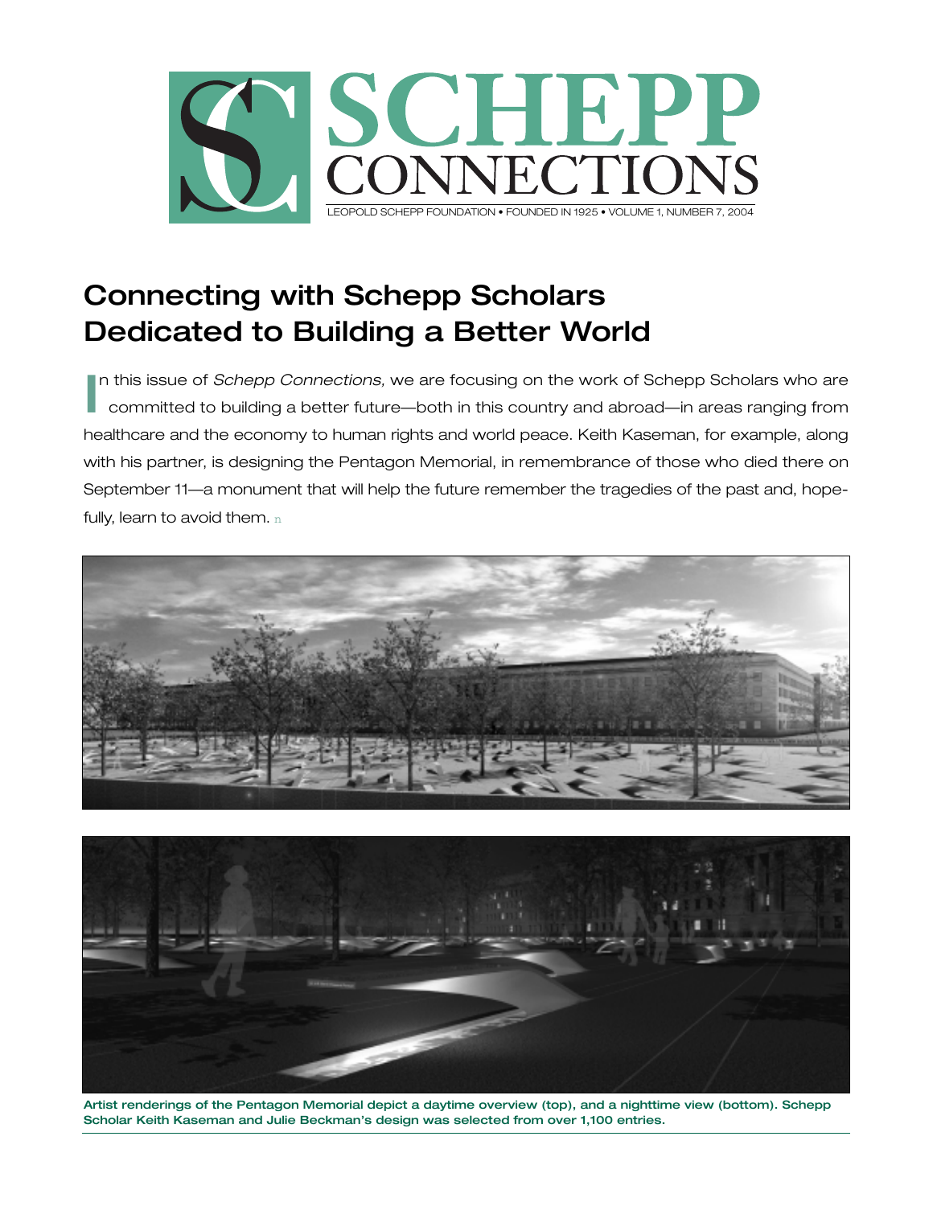# SCHEPP CONNECTIONS

LEOPOLD SCHEPP FOUNDATION • FOUNDED IN 1925 • VOLUME 1, NUMBER 7, 2004

## Connecting with Schepp Scholars Dedicated to Building a Better World

In this issue of *Schepp Connections,* we are focusing on the work of Schepp Scholars who are committed to building a better future—both in this country and abroad—in areas ranging from healthcare and the economy to human rights and world peace. Keith Kaseman, for example, along with his partner, is designing the Pentagon Memorial, in remembrance of those who died there on September 11—a monument that will help the future remember the tragedies of the past and, hopefully, learn to avoid them. ■

**Artist renderings of the Pentagon Memorial depict a daytime overview (top), and a nighttime view (bottom). Schepp Scholar Keith Kaseman and Julie Beckman's design was selected from over 1,100 entries.**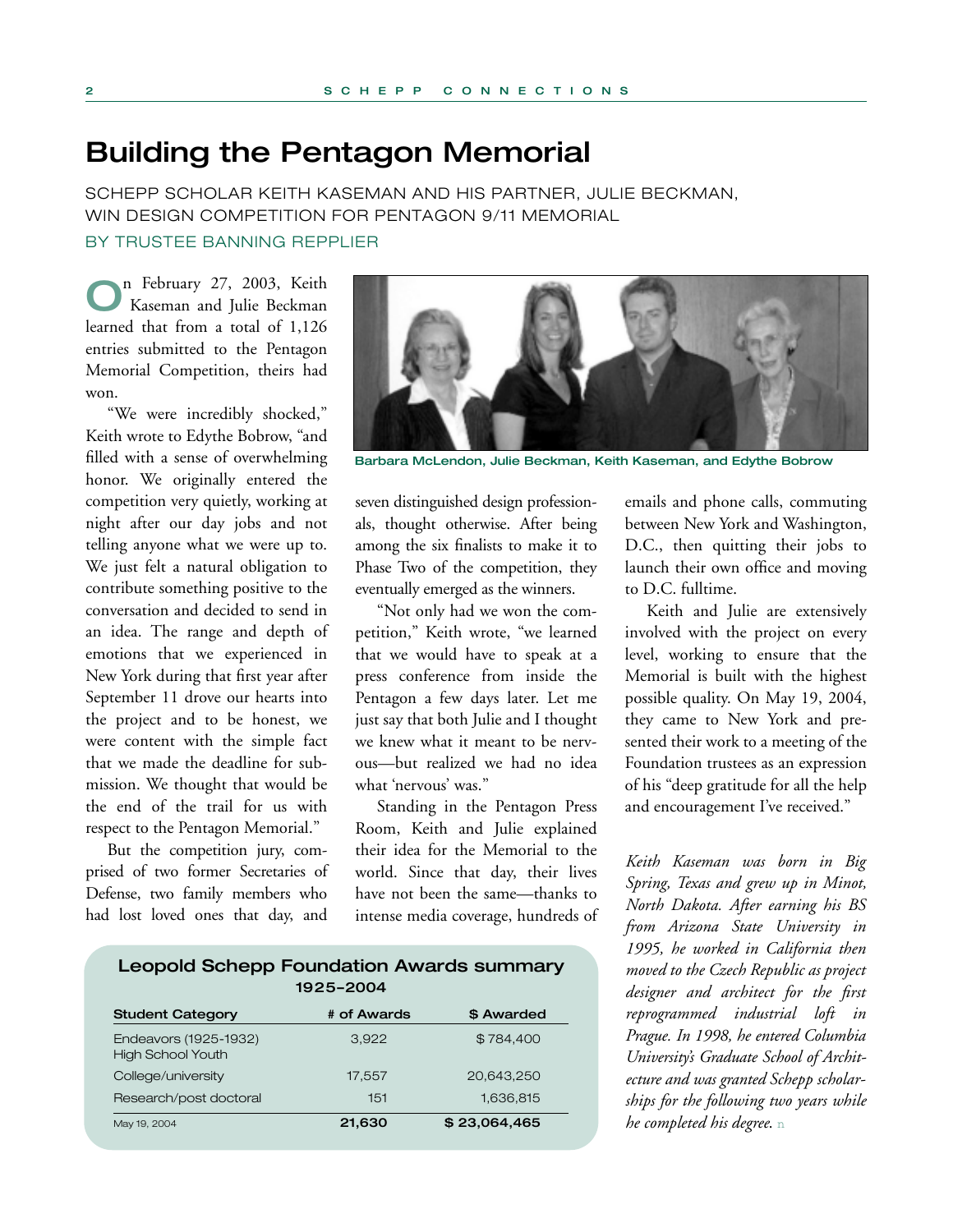# Building the Pentagon Memorial

SCHEPP SCHOLAR KEITH KASEMAN AND HIS PARTNER, JULIE BECKMAN, WIN DESIGN COMPETITION FOR PENTAGON 9/11 MEMORIAL

BY TRUSTEE BANNING REPPLIER

On February 27, 2003, Keith Kaseman and Julie Beckman learned that from a total of 1,126 entries submitted to the Pentagon Memorial Competition, theirs had won.

"We were incredibly shocked," Keith wrote to Edythe Bobrow, "and filled with a sense of overwhelming honor. We originally entered the competition very quietly, working at night after our day jobs and not telling anyone what we were up to. We just felt a natural obligation to contribute something positive to the conversation and decided to send in an idea. The range and depth of emotions that we experienced in New York during that first year after September 11 drove our hearts into the project and to be honest, we were content with the simple fact that we made the deadline for submission. We thought that would be the end of the trail for us with respect to the Pentagon Memorial."

But the competition jury, comprised of two former Secretaries of Defense, two family members who had lost loved ones that day, and seven distinguished design professionals, thought otherwise. After being among the six finalists to make it to Phase Two of the competition, they eventually emerged as the winners.

Barbara McLendon, Julie Beckman, Keith Kaseman, and Edythe Bobrow

"Not only had we won the competition," Keith wrote, "we learned that we would have to speak at a press conference from inside the Pentagon a few days later. Let me just say that both Julie and I thought we knew what it meant to be nervous—but realized we had no idea what 'nervous' was."

Standing in the Pentagon Press Room, Keith and Julie explained their idea for the Memorial to the world. Since that day, their lives have not been the same—thanks to intense media coverage, hundreds of emails and phone calls, commuting between New York and Washington, D.C., then quitting their jobs to launch their own office and moving to D.C. fulltime.

Keith and Julie are extensively involved with the project on every level, working to ensure that the Memorial is built with the highest possible quality. On May 19, 2004, they came to New York and presented their work to a meeting of the Foundation trustees as an expression of his "deep gratitude for all the help and encouragement I've received."

*Keith Kaseman was born in Big Spring, Texas and grew up in Minot, North Dakota. After earning his BS from Arizona State University in 1995, he worked in California then moved to the Czech Republic as project designer and architect for the first reprogrammed industrial loft in Prague. In 1998, he entered Columbia University's Graduate School of Architecture and was granted Schepp scholarships for the following two years while he completed his degree.*

### Leopold Schepp Foundation Awards summary 1925–2004

| Student Category | # of Awards | $ Awarded |
|---|---|---|
| Endeavors (1925-1932) High School Youth | 3,922 | $ 784,400 |
| College/university | 17,557 | 20,643,250 |
| Research/post doctoral | 151 | 1,636,815 |
| May 19, 2004 | **21,630** | **$ 23,064,465** |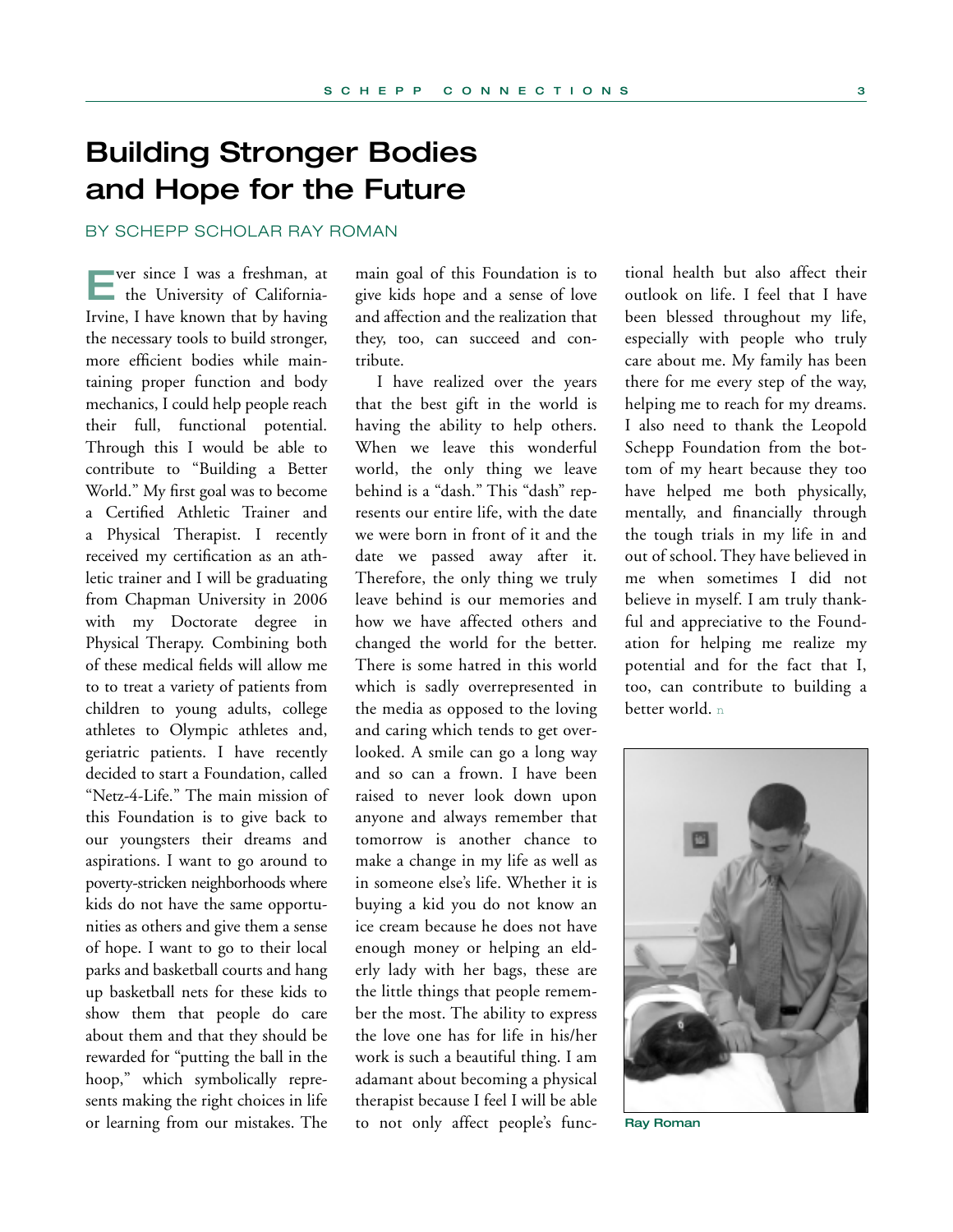# Building Stronger Bodies and Hope for the Future

BY SCHEPP SCHOLAR RAY ROMAN

Ever since I was a freshman, at the University of California-Irvine, I have known that by having the necessary tools to build stronger, more efficient bodies while maintaining proper function and body mechanics, I could help people reach their full, functional potential. Through this I would be able to contribute to "Building a Better World." My first goal was to become a Certified Athletic Trainer and a Physical Therapist. I recently received my certification as an athletic trainer and I will be graduating from Chapman University in 2006 with my Doctorate degree in Physical Therapy. Combining both of these medical fields will allow me to to treat a variety of patients from children to young adults, college athletes to Olympic athletes and, geriatric patients. I have recently decided to start a Foundation, called "Netz-4-Life." The main mission of this Foundation is to give back to our youngsters their dreams and aspirations. I want to go around to poverty-stricken neighborhoods where kids do not have the same opportunities as others and give them a sense of hope. I want to go to their local parks and basketball courts and hang up basketball nets for these kids to show them that people do care about them and that they should be rewarded for "putting the ball in the hoop," which symbolically represents making the right choices in life or learning from our mistakes. The main goal of this Foundation is to give kids hope and a sense of love and affection and the realization that they, too, can succeed and contribute.

I have realized over the years that the best gift in the world is having the ability to help others. When we leave this wonderful world, the only thing we leave behind is a "dash." This "dash" represents our entire life, with the date we were born in front of it and the date we passed away after it. Therefore, the only thing we truly leave behind is our memories and how we have affected others and changed the world for the better. There is some hatred in this world which is sadly overrepresented in the media as opposed to the loving and caring which tends to get overlooked. A smile can go a long way and so can a frown. I have been raised to never look down upon anyone and always remember that tomorrow is another chance to make a change in my life as well as in someone else's life. Whether it is buying a kid you do not know an ice cream because he does not have enough money or helping an elderly lady with her bags, these are the little things that people remember the most. The ability to express the love one has for life in his/her work is such a beautiful thing. I am adamant about becoming a physical therapist because I feel I will be able to not only affect people's functional health but also affect their outlook on life. I feel that I have been blessed throughout my life, especially with people who truly care about me. My family has been there for me every step of the way, helping me to reach for my dreams. I also need to thank the Leopold Schepp Foundation from the bottom of my heart because they too have helped me both physically, mentally, and financially through the tough trials in my life in and out of school. They have believed in me when sometimes I did not believe in myself. I am truly thankful and appreciative to the Foundation for helping me realize my potential and for the fact that I, too, can contribute to building a better world.

Ray Roman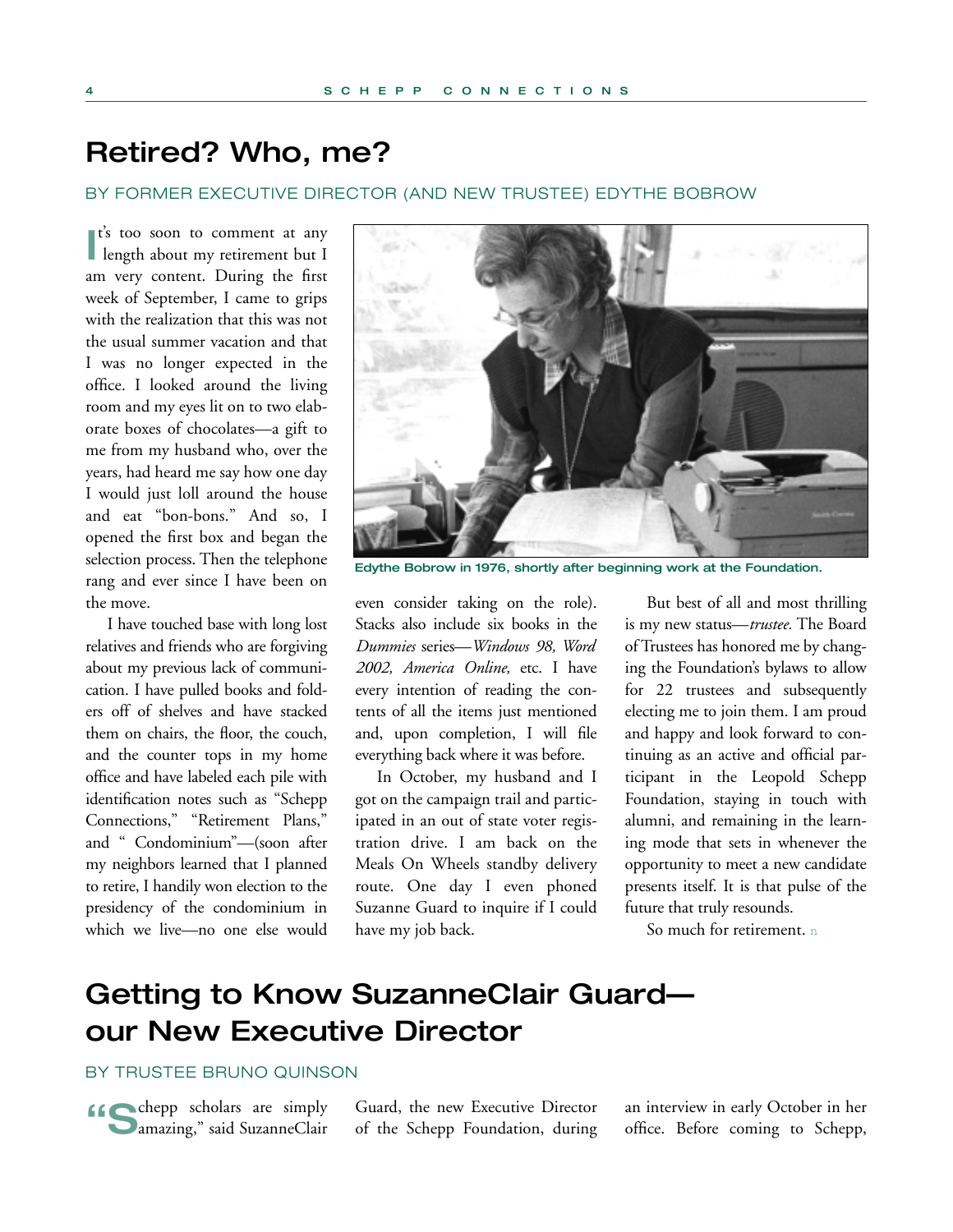## Retired? Who, me?

BY FORMER EXECUTIVE DIRECTOR (AND NEW TRUSTEE) EDYTHE BOBROW

It's too soon to comment at any length about my retirement but I am very content. During the first week of September, I came to grips with the realization that this was not the usual summer vacation and that I was no longer expected in the office. I looked around the living room and my eyes lit on to two elaborate boxes of chocolates—a gift to me from my husband who, over the years, had heard me say how one day I would just loll around the house and eat "bon-bons." And so, I opened the first box and began the selection process. Then the telephone rang and ever since I have been on the move.

I have touched base with long lost relatives and friends who are forgiving about my previous lack of communication. I have pulled books and folders off of shelves and have stacked them on chairs, the floor, the couch, and the counter tops in my home office and have labeled each pile with identification notes such as "Schepp Connections," "Retirement Plans," and " Condominium"—(soon after my neighbors learned that I planned to retire, I handily won election to the presidency of the condominium in which we live—no one else would even consider taking on the role). Stacks also include six books in the *Dummies* series—*Windows 98, Word 2002, America Online,* etc. I have every intention of reading the contents of all the items just mentioned and, upon completion, I will file everything back where it was before.

Edythe Bobrow in 1976, shortly after beginning work at the Foundation.

In October, my husband and I got on the campaign trail and participated in an out of state voter registration drive. I am back on the Meals On Wheels standby delivery route. One day I even phoned Suzanne Guard to inquire if I could have my job back.

But best of all and most thrilling is my new status—*trustee.* The Board of Trustees has honored me by changing the Foundation's bylaws to allow for 22 trustees and subsequently electing me to join them. I am proud and happy and look forward to continuing as an active and official participant in the Leopold Schepp Foundation, staying in touch with alumni, and remaining in the learning mode that sets in whenever the opportunity to meet a new candidate presents itself. It is that pulse of the future that truly resounds.

So much for retirement.

## Getting to Know SuzanneClair Guard—our New Executive Director

BY TRUSTEE BRUNO QUINSON

"Schepp scholars are simply amazing," said SuzanneClair Guard, the new Executive Director of the Schepp Foundation, during an interview in early October in her office. Before coming to Schepp,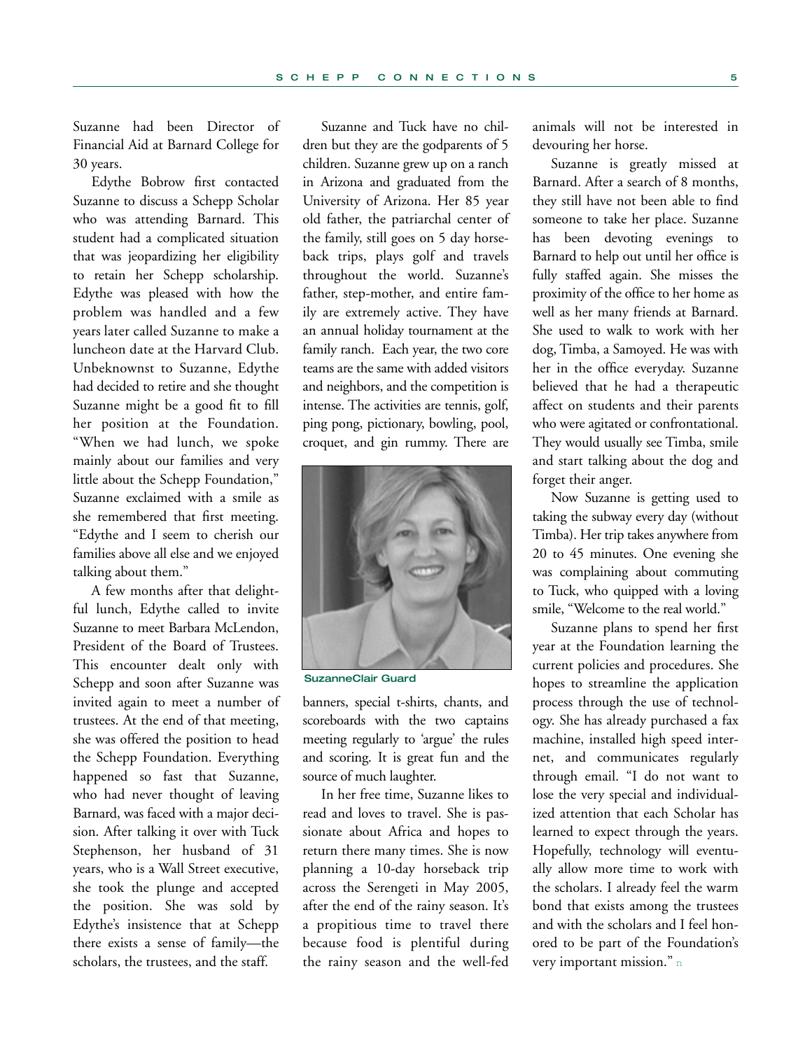Suzanne had been Director of Financial Aid at Barnard College for 30 years.

Edythe Bobrow first contacted Suzanne to discuss a Schepp Scholar who was attending Barnard. This student had a complicated situation that was jeopardizing her eligibility to retain her Schepp scholarship. Edythe was pleased with how the problem was handled and a few years later called Suzanne to make a luncheon date at the Harvard Club. Unbeknownst to Suzanne, Edythe had decided to retire and she thought Suzanne might be a good fit to fill her position at the Foundation. "When we had lunch, we spoke mainly about our families and very little about the Schepp Foundation," Suzanne exclaimed with a smile as she remembered that first meeting. "Edythe and I seem to cherish our families above all else and we enjoyed talking about them."

A few months after that delightful lunch, Edythe called to invite Suzanne to meet Barbara McLendon, President of the Board of Trustees. This encounter dealt only with Schepp and soon after Suzanne was invited again to meet a number of trustees. At the end of that meeting, she was offered the position to head the Schepp Foundation. Everything happened so fast that Suzanne, who had never thought of leaving Barnard, was faced with a major decision. After talking it over with Tuck Stephenson, her husband of 31 years, who is a Wall Street executive, she took the plunge and accepted the position. She was sold by Edythe's insistence that at Schepp there exists a sense of family—the scholars, the trustees, and the staff.

Suzanne and Tuck have no children but they are the godparents of 5 children. Suzanne grew up on a ranch in Arizona and graduated from the University of Arizona. Her 85 year old father, the patriarchal center of the family, still goes on 5 day horseback trips, plays golf and travels throughout the world. Suzanne's father, step-mother, and entire family are extremely active. They have an annual holiday tournament at the family ranch. Each year, the two core teams are the same with added visitors and neighbors, and the competition is intense. The activities are tennis, golf, ping pong, pictionary, bowling, pool, croquet, and gin rummy. There are banners, special t-shirts, chants, and scoreboards with the two captains meeting regularly to 'argue' the rules and scoring. It is great fun and the source of much laughter.

SuzanneClair Guard

In her free time, Suzanne likes to read and loves to travel. She is passionate about Africa and hopes to return there many times. She is now planning a 10-day horseback trip across the Serengeti in May 2005, after the end of the rainy season. It's a propitious time to travel there because food is plentiful during the rainy season and the well-fed animals will not be interested in devouring her horse.

Suzanne is greatly missed at Barnard. After a search of 8 months, they still have not been able to find someone to take her place. Suzanne has been devoting evenings to Barnard to help out until her office is fully staffed again. She misses the proximity of the office to her home as well as her many friends at Barnard. She used to walk to work with her dog, Timba, a Samoyed. He was with her in the office everyday. Suzanne believed that he had a therapeutic affect on students and their parents who were agitated or confrontational. They would usually see Timba, smile and start talking about the dog and forget their anger.

Now Suzanne is getting used to taking the subway every day (without Timba). Her trip takes anywhere from 20 to 45 minutes. One evening she was complaining about commuting to Tuck, who quipped with a loving smile, "Welcome to the real world."

Suzanne plans to spend her first year at the Foundation learning the current policies and procedures. She hopes to streamline the application process through the use of technology. She has already purchased a fax machine, installed high speed internet, and communicates regularly through email. "I do not want to lose the very special and individualized attention that each Scholar has learned to expect through the years. Hopefully, technology will eventually allow more time to work with the scholars. I already feel the warm bond that exists among the trustees and with the scholars and I feel honored to be part of the Foundation's very important mission."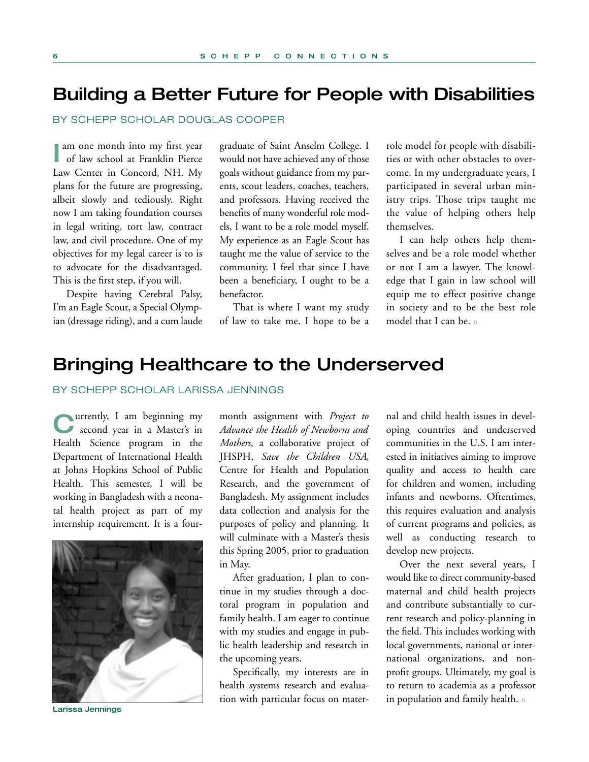## Building a Better Future for People with Disabilities

BY SCHEPP SCHOLAR DOUGLAS COOPER

I am one month into my first year of law school at Franklin Pierce Law Center in Concord, NH. My plans for the future are progressing, albeit slowly and tediously. Right now I am taking foundation courses in legal writing, tort law, contract law, and civil procedure. One of my objectives for my legal career is to is to advocate for the disadvantaged. This is the first step, if you will.

Despite having Cerebral Palsy, I'm an Eagle Scout, a Special Olympian (dressage riding), and a cum laude graduate of Saint Anselm College. I would not have achieved any of those goals without guidance from my parents, scout leaders, coaches, teachers, and professors. Having received the benefits of many wonderful role models, I want to be a role model myself. My experience as an Eagle Scout has taught me the value of service to the community. I feel that since I have been a beneficiary, I ought to be a benefactor.

That is where I want my study of law to take me. I hope to be a role model for people with disabilities or with other obstacles to overcome. In my undergraduate years, I participated in several urban ministry trips. Those trips taught me the value of helping others help themselves.

I can help others help themselves and be a role model whether or not I am a lawyer. The knowledge that I gain in law school will equip me to effect positive change in society and to be the best role model that I can be.

## Bringing Healthcare to the Underserved

BY SCHEPP SCHOLAR LARISSA JENNINGS

Currently, I am beginning my second year in a Master's in Health Science program in the Department of International Health at Johns Hopkins School of Public Health. This semester, I will be working in Bangladesh with a neonatal health project as part of my internship requirement. It is a four-month assignment with *Project to Advance the Health of Newborns and Mothers*, a collaborative project of JHSPH, *Save the Children USA*, Centre for Health and Population Research, and the government of Bangladesh. My assignment includes data collection and analysis for the purposes of policy and planning. It will culminate with a Master's thesis this Spring 2005, prior to graduation in May.

Larissa Jennings

After graduation, I plan to continue in my studies through a doctoral program in population and family health. I am eager to continue with my studies and engage in public health leadership and research in the upcoming years.

Specifically, my interests are in health systems research and evaluation with particular focus on maternal and child health issues in developing countries and underserved communities in the U.S. I am interested in initiatives aiming to improve quality and access to health care for children and women, including infants and newborns. Oftentimes, this requires evaluation and analysis of current programs and policies, as well as conducting research to develop new projects.

Over the next several years, I would like to direct community-based maternal and child health projects and contribute substantially to current research and policy-planning in the field. This includes working with local governments, national or international organizations, and non-profit groups. Ultimately, my goal is to return to academia as a professor in population and family health.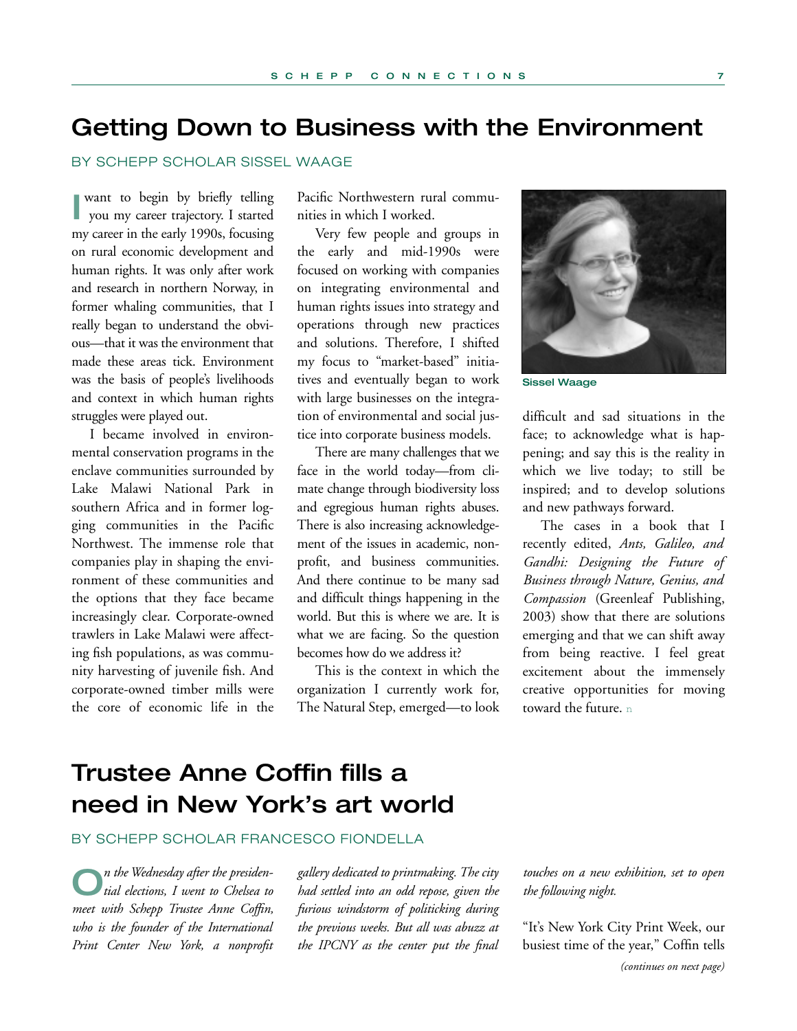# Getting Down to Business with the Environment

BY SCHEPP SCHOLAR SISSEL WAAGE

I want to begin by briefly telling you my career trajectory. I started my career in the early 1990s, focusing on rural economic development and human rights. It was only after work and research in northern Norway, in former whaling communities, that I really began to understand the obvious—that it was the environment that made these areas tick. Environment was the basis of people's livelihoods and context in which human rights struggles were played out.

I became involved in environmental conservation programs in the enclave communities surrounded by Lake Malawi National Park in southern Africa and in former logging communities in the Pacific Northwest. The immense role that companies play in shaping the environment of these communities and the options that they face became increasingly clear. Corporate-owned trawlers in Lake Malawi were affecting fish populations, as was community harvesting of juvenile fish. And corporate-owned timber mills were the core of economic life in the Pacific Northwestern rural communities in which I worked.

Very few people and groups in the early and mid-1990s were focused on working with companies on integrating environmental and human rights issues into strategy and operations through new practices and solutions. Therefore, I shifted my focus to "market-based" initiatives and eventually began to work with large businesses on the integration of environmental and social justice into corporate business models.

There are many challenges that we face in the world today—from climate change through biodiversity loss and egregious human rights abuses. There is also increasing acknowledgement of the issues in academic, nonprofit, and business communities. And there continue to be many sad and difficult things happening in the world. But this is where we are. It is what we are facing. So the question becomes how do we address it?

This is the context in which the organization I currently work for, The Natural Step, emerged—to look difficult and sad situations in the face; to acknowledge what is happening; and say this is the reality in which we live today; to still be inspired; and to develop solutions and new pathways forward.

Sissel Waage

The cases in a book that I recently edited, *Ants, Galileo, and Gandhi: Designing the Future of Business through Nature, Genius, and Compassion* (Greenleaf Publishing, 2003) show that there are solutions emerging and that we can shift away from being reactive. I feel great excitement about the immensely creative opportunities for moving toward the future.

# Trustee Anne Coffin fills a need in New York's art world

BY SCHEPP SCHOLAR FRANCESCO FIONDELLA

*On the Wednesday after the presidential elections, I went to Chelsea to meet with Schepp Trustee Anne Coffin, who is the founder of the International Print Center New York, a nonprofit gallery dedicated to printmaking. The city had settled into an odd repose, given the furious windstorm of politicking during the previous weeks. But all was abuzz at the IPCNY as the center put the final touches on a new exhibition, set to open the following night.*

"It's New York City Print Week, our busiest time of the year," Coffin tells

*(continues on next page)*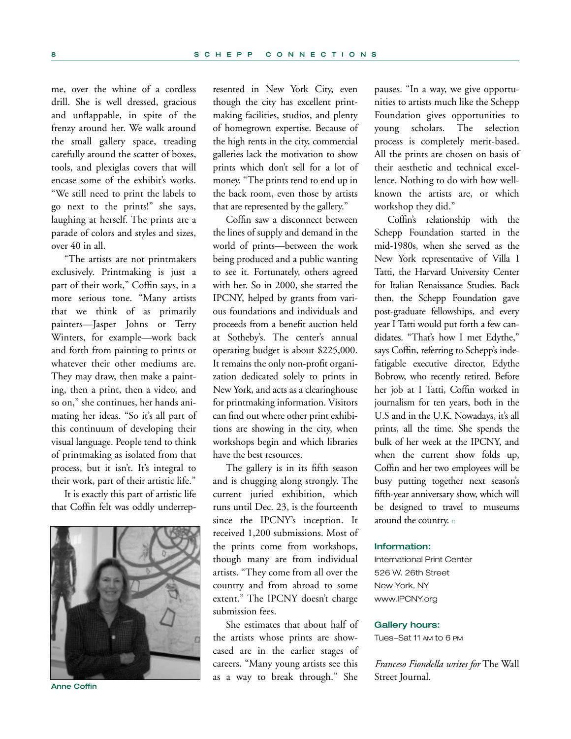me, over the whine of a cordless drill. She is well dressed, gracious and unflappable, in spite of the frenzy around her. We walk around the small gallery space, treading carefully around the scatter of boxes, tools, and plexiglas covers that will encase some of the exhibit's works. "We still need to print the labels to go next to the prints!" she says, laughing at herself. The prints are a parade of colors and styles and sizes, over 40 in all.

"The artists are not printmakers exclusively. Printmaking is just a part of their work," Coffin says, in a more serious tone. "Many artists that we think of as primarily painters—Jasper Johns or Terry Winters, for example—work back and forth from painting to prints or whatever their other mediums are. They may draw, then make a painting, then a print, then a video, and so on," she continues, her hands animating her ideas. "So it's all part of this continuum of developing their visual language. People tend to think of printmaking as isolated from that process, but it isn't. It's integral to their work, part of their artistic life."

It is exactly this part of artistic life that Coffin felt was oddly underrepresented in New York City, even though the city has excellent printmaking facilities, studios, and plenty of homegrown expertise. Because of the high rents in the city, commercial galleries lack the motivation to show prints which don't sell for a lot of money. "The prints tend to end up in the back room, even those by artists that are represented by the gallery."

Anne Coffin

Coffin saw a disconnect between the lines of supply and demand in the world of prints—between the work being produced and a public wanting to see it. Fortunately, others agreed with her. So in 2000, she started the IPCNY, helped by grants from various foundations and individuals and proceeds from a benefit auction held at Sotheby's. The center's annual operating budget is about $225,000. It remains the only non-profit organization dedicated solely to prints in New York, and acts as a clearinghouse for printmaking information. Visitors can find out where other print exhibitions are showing in the city, when workshops begin and which libraries have the best resources.

The gallery is in its fifth season and is chugging along strongly. The current juried exhibition, which runs until Dec. 23, is the fourteenth since the IPCNY's inception. It received 1,200 submissions. Most of the prints come from workshops, though many are from individual artists. "They come from all over the country and from abroad to some extent." The IPCNY doesn't charge submission fees.

She estimates that about half of the artists whose prints are showcased are in the earlier stages of careers. "Many young artists see this as a way to break through." She pauses. "In a way, we give opportunities to artists much like the Schepp Foundation gives opportunities to young scholars. The selection process is completely merit-based. All the prints are chosen on basis of their aesthetic and technical excellence. Nothing to do with how well-known the artists are, or which workshop they did."

Coffin's relationship with the Schepp Foundation started in the mid-1980s, when she served as the New York representative of Villa I Tatti, the Harvard University Center for Italian Renaissance Studies. Back then, the Schepp Foundation gave post-graduate fellowships, and every year I Tatti would put forth a few candidates. "That's how I met Edythe," says Coffin, referring to Schepp's indefatigable executive director, Edythe Bobrow, who recently retired. Before her job at I Tatti, Coffin worked in journalism for ten years, both in the U.S and in the U.K. Nowadays, it's all prints, all the time. She spends the bulk of her week at the IPCNY, and when the current show folds up, Coffin and her two employees will be busy putting together next season's fifth-year anniversary show, which will be designed to travel to museums around the country. ■

**Information:**

International Print Center
526 W. 26th Street
New York, NY
www.IPCNY.org

**Gallery hours:**

Tues–Sat 11 AM to 6 PM

*Franceso Fiondella writes for* The Wall Street Journal.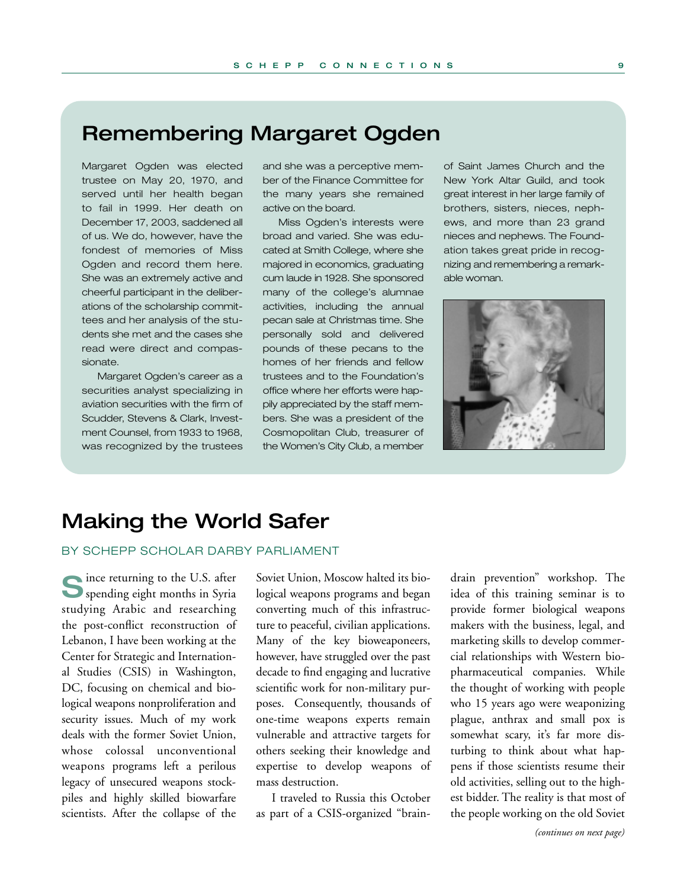## Remembering Margaret Ogden

Margaret Ogden was elected trustee on May 20, 1970, and served until her health began to fail in 1999. Her death on December 17, 2003, saddened all of us. We do, however, have the fondest of memories of Miss Ogden and record them here. She was an extremely active and cheerful participant in the deliberations of the scholarship committees and her analysis of the students she met and the cases she read were direct and compassionate.

Margaret Ogden's career as a securities analyst specializing in aviation securities with the firm of Scudder, Stevens & Clark, Investment Counsel, from 1933 to 1968, was recognized by the trustees and she was a perceptive member of the Finance Committee for the many years she remained active on the board.

Miss Ogden's interests were broad and varied. She was educated at Smith College, where she majored in economics, graduating cum laude in 1928. She sponsored many of the college's alumnae activities, including the annual pecan sale at Christmas time. She personally sold and delivered pounds of these pecans to the homes of her friends and fellow trustees and to the Foundation's office where her efforts were happily appreciated by the staff members. She was a president of the Cosmopolitan Club, treasurer of the Women's City Club, a member of Saint James Church and the New York Altar Guild, and took great interest in her large family of brothers, sisters, nieces, nephews, and more than 23 grand nieces and nephews. The Foundation takes great pride in recognizing and remembering a remarkable woman.

## Making the World Safer

BY SCHEPP SCHOLAR DARBY PARLIAMENT

Since returning to the U.S. after spending eight months in Syria studying Arabic and researching the post-conflict reconstruction of Lebanon, I have been working at the Center for Strategic and International Studies (CSIS) in Washington, DC, focusing on chemical and biological weapons nonproliferation and security issues. Much of my work deals with the former Soviet Union, whose colossal unconventional weapons programs left a perilous legacy of unsecured weapons stockpiles and highly skilled biowarfare scientists. After the collapse of the Soviet Union, Moscow halted its biological weapons programs and began converting much of this infrastructure to peaceful, civilian applications. Many of the key bioweaponeers, however, have struggled over the past decade to find engaging and lucrative scientific work for non-military purposes. Consequently, thousands of one-time weapons experts remain vulnerable and attractive targets for others seeking their knowledge and expertise to develop weapons of mass destruction.

I traveled to Russia this October as part of a CSIS-organized "brain-drain prevention" workshop. The idea of this training seminar is to provide former biological weapons makers with the business, legal, and marketing skills to develop commercial relationships with Western biopharmaceutical companies. While the thought of working with people who 15 years ago were weaponizing plague, anthrax and small pox is somewhat scary, it's far more disturbing to think about what happens if those scientists resume their old activities, selling out to the highest bidder. The reality is that most of the people working on the old Soviet

*(continues on next page)*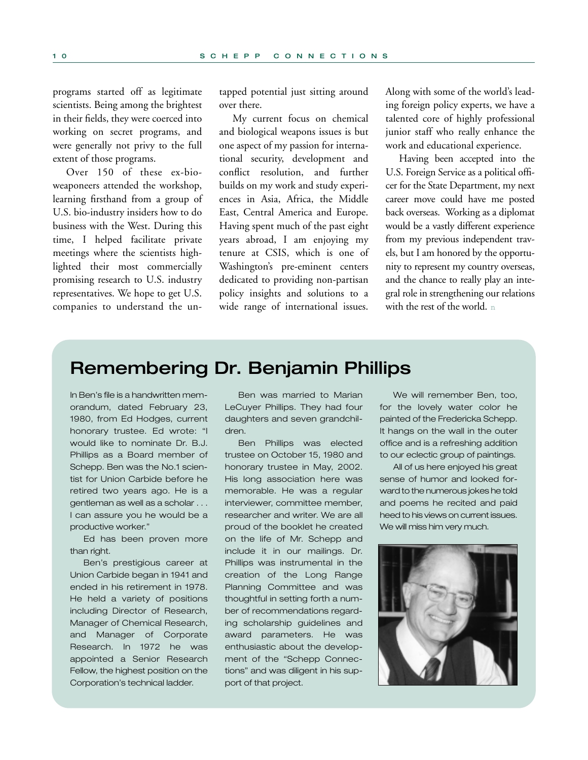programs started off as legitimate scientists. Being among the brightest in their fields, they were coerced into working on secret programs, and were generally not privy to the full extent of those programs.

Over 150 of these ex-bio-weaponeers attended the workshop, learning firsthand from a group of U.S. bio-industry insiders how to do business with the West. During this time, I helped facilitate private meetings where the scientists highlighted their most commercially promising research to U.S. industry representatives. We hope to get U.S. companies to understand the untapped potential just sitting around over there.

My current focus on chemical and biological weapons issues is but one aspect of my passion for international security, development and conflict resolution, and further builds on my work and study experiences in Asia, Africa, the Middle East, Central America and Europe. Having spent much of the past eight years abroad, I am enjoying my tenure at CSIS, which is one of Washington's pre-eminent centers dedicated to providing non-partisan policy insights and solutions to a wide range of international issues. Along with some of the world's leading foreign policy experts, we have a talented core of highly professional junior staff who really enhance the work and educational experience.

Having been accepted into the U.S. Foreign Service as a political officer for the State Department, my next career move could have me posted back overseas. Working as a diplomat would be a vastly different experience from my previous independent travels, but I am honored by the opportunity to represent my country overseas, and the chance to really play an integral role in strengthening our relations with the rest of the world. ■

## Remembering Dr. Benjamin Phillips

In Ben's file is a handwritten memorandum, dated February 23, 1980, from Ed Hodges, current honorary trustee. Ed wrote: "I would like to nominate Dr. B.J. Phillips as a Board member of Schepp. Ben was the No.1 scientist for Union Carbide before he retired two years ago. He is a gentleman as well as a scholar . . . I can assure you he would be a productive worker."

Ed has been proven more than right.

Ben's prestigious career at Union Carbide began in 1941 and ended in his retirement in 1978. He held a variety of positions including Director of Research, Manager of Chemical Research, and Manager of Corporate Research. In 1972 he was appointed a Senior Research Fellow, the highest position on the Corporation's technical ladder.

Ben was married to Marian LeCuyer Phillips. They had four daughters and seven grandchildren.

Ben Phillips was elected trustee on October 15, 1980 and honorary trustee in May, 2002. His long association here was memorable. He was a regular interviewer, committee member, researcher and writer. We are all proud of the booklet he created on the life of Mr. Schepp and include it in our mailings. Dr. Phillips was instrumental in the creation of the Long Range Planning Committee and was thoughtful in setting forth a number of recommendations regarding scholarship guidelines and award parameters. He was enthusiastic about the development of the "Schepp Connections" and was diligent in his support of that project.

We will remember Ben, too, for the lovely water color he painted of the Fredericka Schepp. It hangs on the wall in the outer office and is a refreshing addition to our eclectic group of paintings.

All of us here enjoyed his great sense of humor and looked forward to the numerous jokes he told and poems he recited and paid heed to his views on current issues. We will miss him very much.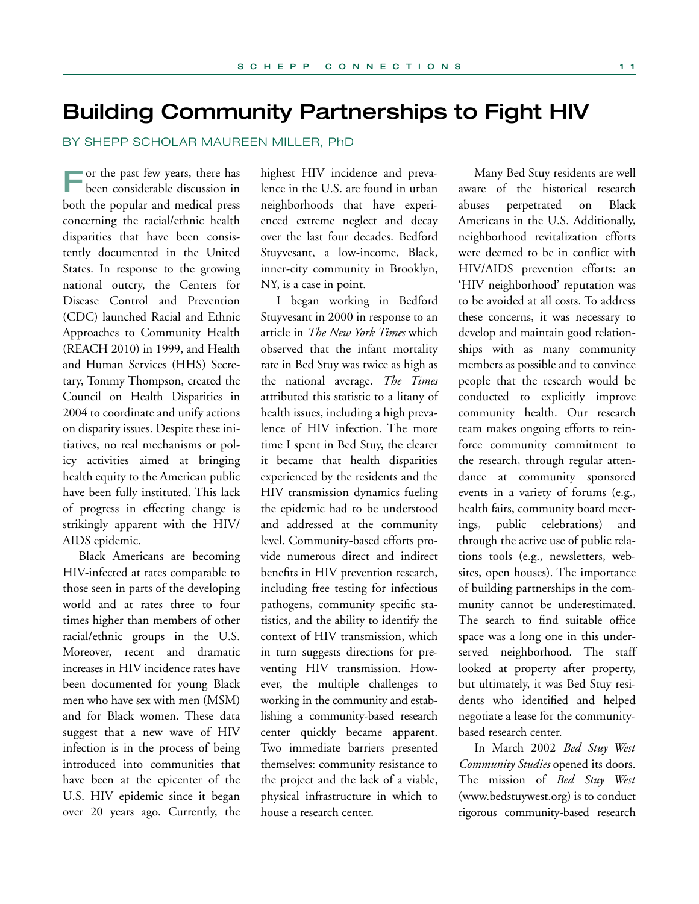# Building Community Partnerships to Fight HIV

BY SHEPP SCHOLAR MAUREEN MILLER, PhD

For the past few years, there has been considerable discussion in both the popular and medical press concerning the racial/ethnic health disparities that have been consistently documented in the United States. In response to the growing national outcry, the Centers for Disease Control and Prevention (CDC) launched Racial and Ethnic Approaches to Community Health (REACH 2010) in 1999, and Health and Human Services (HHS) Secretary, Tommy Thompson, created the Council on Health Disparities in 2004 to coordinate and unify actions on disparity issues. Despite these initiatives, no real mechanisms or policy activities aimed at bringing health equity to the American public have been fully instituted. This lack of progress in effecting change is strikingly apparent with the HIV/AIDS epidemic.

Black Americans are becoming HIV-infected at rates comparable to those seen in parts of the developing world and at rates three to four times higher than members of other racial/ethnic groups in the U.S. Moreover, recent and dramatic increases in HIV incidence rates have been documented for young Black men who have sex with men (MSM) and for Black women. These data suggest that a new wave of HIV infection is in the process of being introduced into communities that have been at the epicenter of the U.S. HIV epidemic since it began over 20 years ago. Currently, the highest HIV incidence and prevalence in the U.S. are found in urban neighborhoods that have experienced extreme neglect and decay over the last four decades. Bedford Stuyvesant, a low-income, Black, inner-city community in Brooklyn, NY, is a case in point.

I began working in Bedford Stuyvesant in 2000 in response to an article in *The New York Times* which observed that the infant mortality rate in Bed Stuy was twice as high as the national average. *The Times* attributed this statistic to a litany of health issues, including a high prevalence of HIV infection. The more time I spent in Bed Stuy, the clearer it became that health disparities experienced by the residents and the HIV transmission dynamics fueling the epidemic had to be understood and addressed at the community level. Community-based efforts provide numerous direct and indirect benefits in HIV prevention research, including free testing for infectious pathogens, community specific statistics, and the ability to identify the context of HIV transmission, which in turn suggests directions for preventing HIV transmission. However, the multiple challenges to working in the community and establishing a community-based research center quickly became apparent. Two immediate barriers presented themselves: community resistance to the project and the lack of a viable, physical infrastructure in which to house a research center.

Many Bed Stuy residents are well aware of the historical research abuses perpetrated on Black Americans in the U.S. Additionally, neighborhood revitalization efforts were deemed to be in conflict with HIV/AIDS prevention efforts: an 'HIV neighborhood' reputation was to be avoided at all costs. To address these concerns, it was necessary to develop and maintain good relationships with as many community members as possible and to convince people that the research would be conducted to explicitly improve community health. Our research team makes ongoing efforts to reinforce community commitment to the research, through regular attendance at community sponsored events in a variety of forums (e.g., health fairs, community board meetings, public celebrations) and through the active use of public relations tools (e.g., newsletters, websites, open houses). The importance of building partnerships in the community cannot be underestimated. The search to find suitable office space was a long one in this underserved neighborhood. The staff looked at property after property, but ultimately, it was Bed Stuy residents who identified and helped negotiate a lease for the community-based research center.

In March 2002 *Bed Stuy West Community Studies* opened its doors. The mission of *Bed Stuy West* (www.bedstuywest.org) is to conduct rigorous community-based research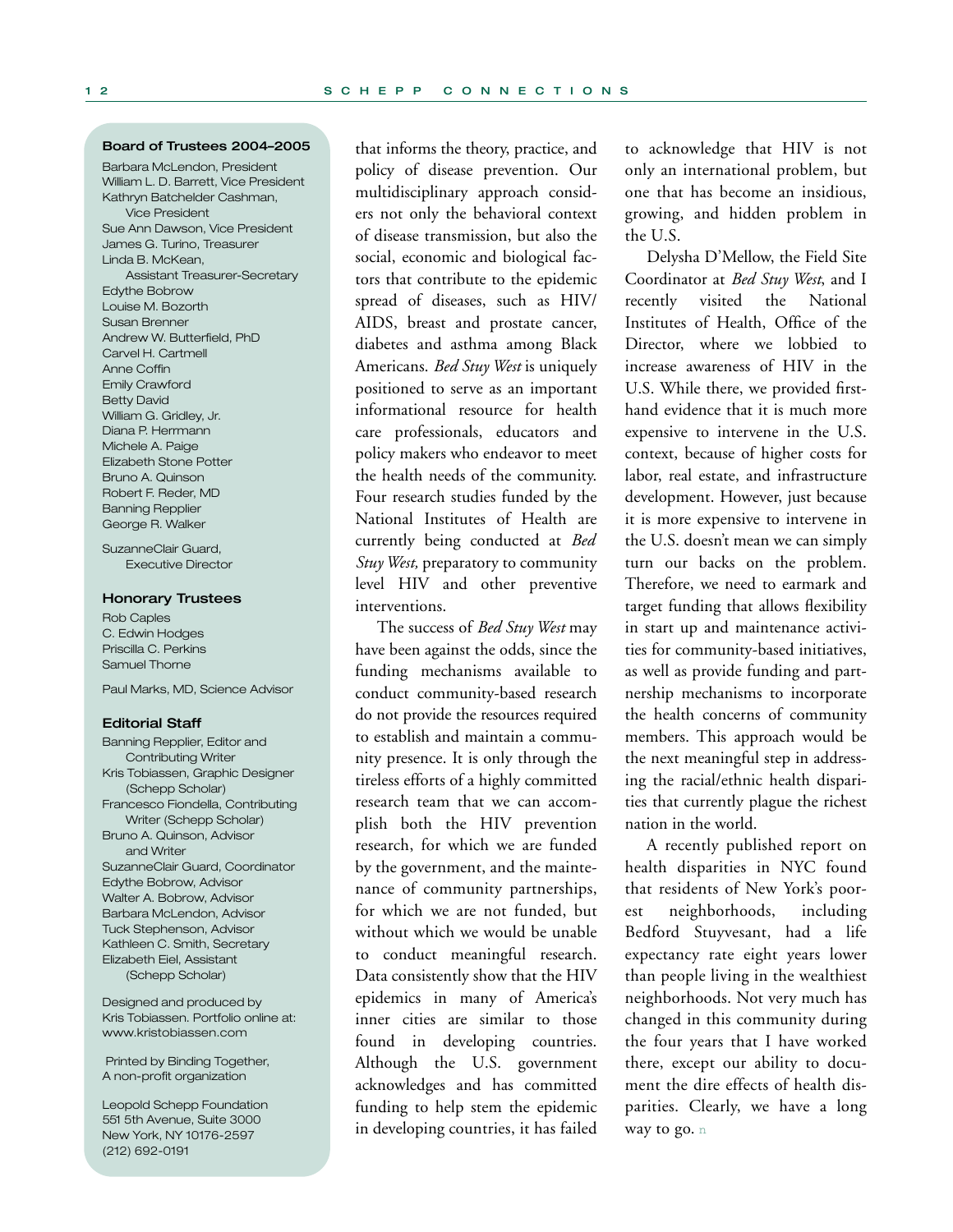### Board of Trustees 2004–2005

Barbara McLendon, President
William L. D. Barrett, Vice President
Kathryn Batchelder Cashman, Vice President
Sue Ann Dawson, Vice President
James G. Turino, Treasurer
Linda B. McKean, Assistant Treasurer-Secretary
Edythe Bobrow
Louise M. Bozorth
Susan Brenner
Andrew W. Butterfield, PhD
Carvel H. Cartmell
Anne Coffin
Emily Crawford
Betty David
William G. Gridley, Jr.
Diana P. Herrmann
Michele A. Paige
Elizabeth Stone Potter
Bruno A. Quinson
Robert F. Reder, MD
Banning Repplier
George R. Walker

SuzanneClair Guard, Executive Director

### Honorary Trustees

Rob Caples
C. Edwin Hodges
Priscilla C. Perkins
Samuel Thorne

Paul Marks, MD, Science Advisor

### Editorial Staff

Banning Repplier, Editor and Contributing Writer
Kris Tobiassen, Graphic Designer (Schepp Scholar)
Francesco Fiondella, Contributing Writer (Schepp Scholar)
Bruno A. Quinson, Advisor and Writer
SuzanneClair Guard, Coordinator
Edythe Bobrow, Advisor
Walter A. Bobrow, Advisor
Barbara McLendon, Advisor
Tuck Stephenson, Advisor
Kathleen C. Smith, Secretary
Elizabeth Eiel, Assistant (Schepp Scholar)

Designed and produced by Kris Tobiassen. Portfolio online at: www.kristobiassen.com

Printed by Binding Together, A non-profit organization

Leopold Schepp Foundation
551 5th Avenue, Suite 3000
New York, NY 10176-2597
(212) 692-0191

that informs the theory, practice, and policy of disease prevention. Our multidisciplinary approach considers not only the behavioral context of disease transmission, but also the social, economic and biological factors that contribute to the epidemic spread of diseases, such as HIV/AIDS, breast and prostate cancer, diabetes and asthma among Black Americans. *Bed Stuy West* is uniquely positioned to serve as an important informational resource for health care professionals, educators and policy makers who endeavor to meet the health needs of the community. Four research studies funded by the National Institutes of Health are currently being conducted at *Bed Stuy West,* preparatory to community level HIV and other preventive interventions.

The success of *Bed Stuy West* may have been against the odds, since the funding mechanisms available to conduct community-based research do not provide the resources required to establish and maintain a community presence. It is only through the tireless efforts of a highly committed research team that we can accomplish both the HIV prevention research, for which we are funded by the government, and the maintenance of community partnerships, for which we are not funded, but without which we would be unable to conduct meaningful research. Data consistently show that the HIV epidemics in many of America's inner cities are similar to those found in developing countries. Although the U.S. government acknowledges and has committed funding to help stem the epidemic in developing countries, it has failed to acknowledge that HIV is not only an international problem, but one that has become an insidious, growing, and hidden problem in the U.S.

Delysha D'Mellow, the Field Site Coordinator at *Bed Stuy West*, and I recently visited the National Institutes of Health, Office of the Director, where we lobbied to increase awareness of HIV in the U.S. While there, we provided first-hand evidence that it is much more expensive to intervene in the U.S. context, because of higher costs for labor, real estate, and infrastructure development. However, just because it is more expensive to intervene in the U.S. doesn't mean we can simply turn our backs on the problem. Therefore, we need to earmark and target funding that allows flexibility in start up and maintenance activities for community-based initiatives, as well as provide funding and partnership mechanisms to incorporate the health concerns of community members. This approach would be the next meaningful step in addressing the racial/ethnic health disparities that currently plague the richest nation in the world.

A recently published report on health disparities in NYC found that residents of New York's poorest neighborhoods, including Bedford Stuyvesant, had a life expectancy rate eight years lower than people living in the wealthiest neighborhoods. Not very much has changed in this community during the four years that I have worked there, except our ability to document the dire effects of health disparities. Clearly, we have a long way to go. ■